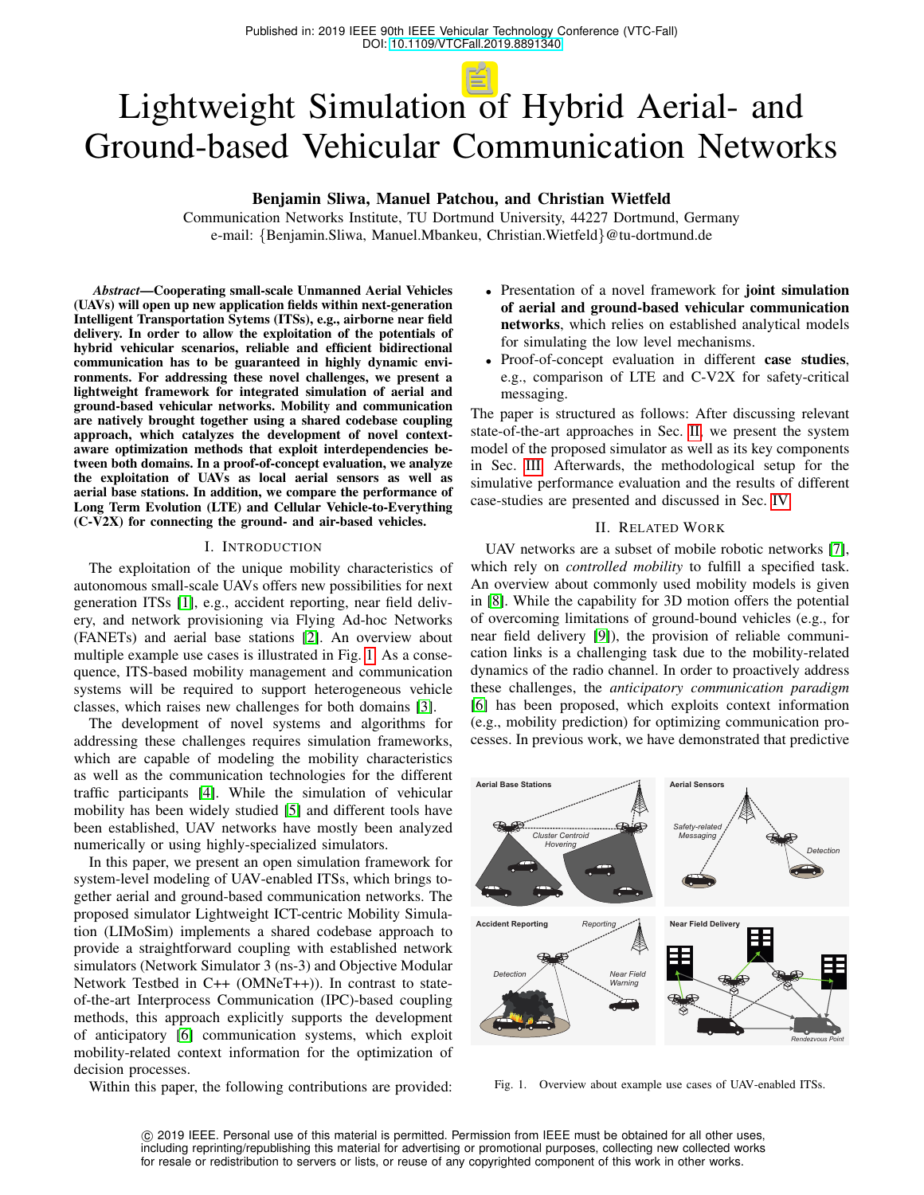Published in: 2019 IEEE 90th IEEE Vehicular Technology Conference (VTC-Fall)
DOI: 10.1109/VTCFall.2019.8891340

# Lightweight Simulation of Hybrid Aerial- and Ground-based Vehicular Communication Networks

**Benjamin Sliwa, Manuel Patchou, and Christian Wietfeld**

Communication Networks Institute, TU Dortmund University, 44227 Dortmund, Germany
e-mail: {Benjamin.Sliwa, Manuel.Mbankeu, Christian.Wietfeld}@tu-dortmund.de

***Abstract*—Cooperating small-scale Unmanned Aerial Vehicles (UAVs) will open up new application fields within next-generation Intelligent Transportation Sytems (ITSs), e.g., airborne near field delivery. In order to allow the exploitation of the potentials of hybrid vehicular scenarios, reliable and efficient bidirectional communication has to be guaranteed in highly dynamic environments. For addressing these novel challenges, we present a lightweight framework for integrated simulation of aerial and ground-based vehicular networks. Mobility and communication are natively brought together using a shared codebase coupling approach, which catalyzes the development of novel context-aware optimization methods that exploit interdependencies between both domains. In a proof-of-concept evaluation, we analyze the exploitation of UAVs as local aerial sensors as well as aerial base stations. In addition, we compare the performance of Long Term Evolution (LTE) and Cellular Vehicle-to-Everything (C-V2X) for connecting the ground- and air-based vehicles.**

## I. Introduction

The exploitation of the unique mobility characteristics of autonomous small-scale UAVs offers new possibilities for next generation ITSs [1], e.g., accident reporting, near field delivery, and network provisioning via Flying Ad-hoc Networks (FANETs) and aerial base stations [2]. An overview about multiple example use cases is illustrated in Fig. 1. As a consequence, ITS-based mobility management and communication systems will be required to support heterogeneous vehicle classes, which raises new challenges for both domains [3].

The development of novel systems and algorithms for addressing these challenges requires simulation frameworks, which are capable of modeling the mobility characteristics as well as the communication technologies for the different traffic participants [4]. While the simulation of vehicular mobility has been widely studied [5] and different tools have been established, UAV networks have mostly been analyzed numerically or using highly-specialized simulators.

In this paper, we present an open simulation framework for system-level modeling of UAV-enabled ITSs, which brings together aerial and ground-based communication networks. The proposed simulator Lightweight ICT-centric Mobility Simulation (LIMoSim) implements a shared codebase approach to provide a straightforward coupling with established network simulators (Network Simulator 3 (ns-3) and Objective Modular Network Testbed in C++ (OMNeT++)). In contrast to state-of-the-art Interprocess Communication (IPC)-based coupling methods, this approach explicitly supports the development of anticipatory [6] communication systems, which exploit mobility-related context information for the optimization of decision processes.

Within this paper, the following contributions are provided:

- Presentation of a novel framework for **joint simulation of aerial and ground-based vehicular communication networks**, which relies on established analytical models for simulating the low level mechanisms.
- Proof-of-concept evaluation in different **case studies**, e.g., comparison of LTE and C-V2X for safety-critical messaging.

The paper is structured as follows: After discussing relevant state-of-the-art approaches in Sec. II, we present the system model of the proposed simulator as well as its key components in Sec. III. Afterwards, the methodological setup for the simulative performance evaluation and the results of different case-studies are presented and discussed in Sec. IV.

## II. Related Work

UAV networks are a subset of mobile robotic networks [7], which rely on *controlled mobility* to fulfill a specified task. An overview about commonly used mobility models is given in [8]. While the capability for 3D motion offers the potential of overcoming limitations of ground-bound vehicles (e.g., for near field delivery [9]), the provision of reliable communication links is a challenging task due to the mobility-related dynamics of the radio channel. In order to proactively address these challenges, the *anticipatory communication paradigm* [6] has been proposed, which exploits context information (e.g., mobility prediction) for optimizing communication processes. In previous work, we have demonstrated that predictive

Fig. 1. Overview about example use cases of UAV-enabled ITSs.

© 2019 IEEE. Personal use of this material is permitted. Permission from IEEE must be obtained for all other uses, including reprinting/republishing this material for advertising or promotional purposes, collecting new collected works for resale or redistribution to servers or lists, or reuse of any copyrighted component of this work in other works.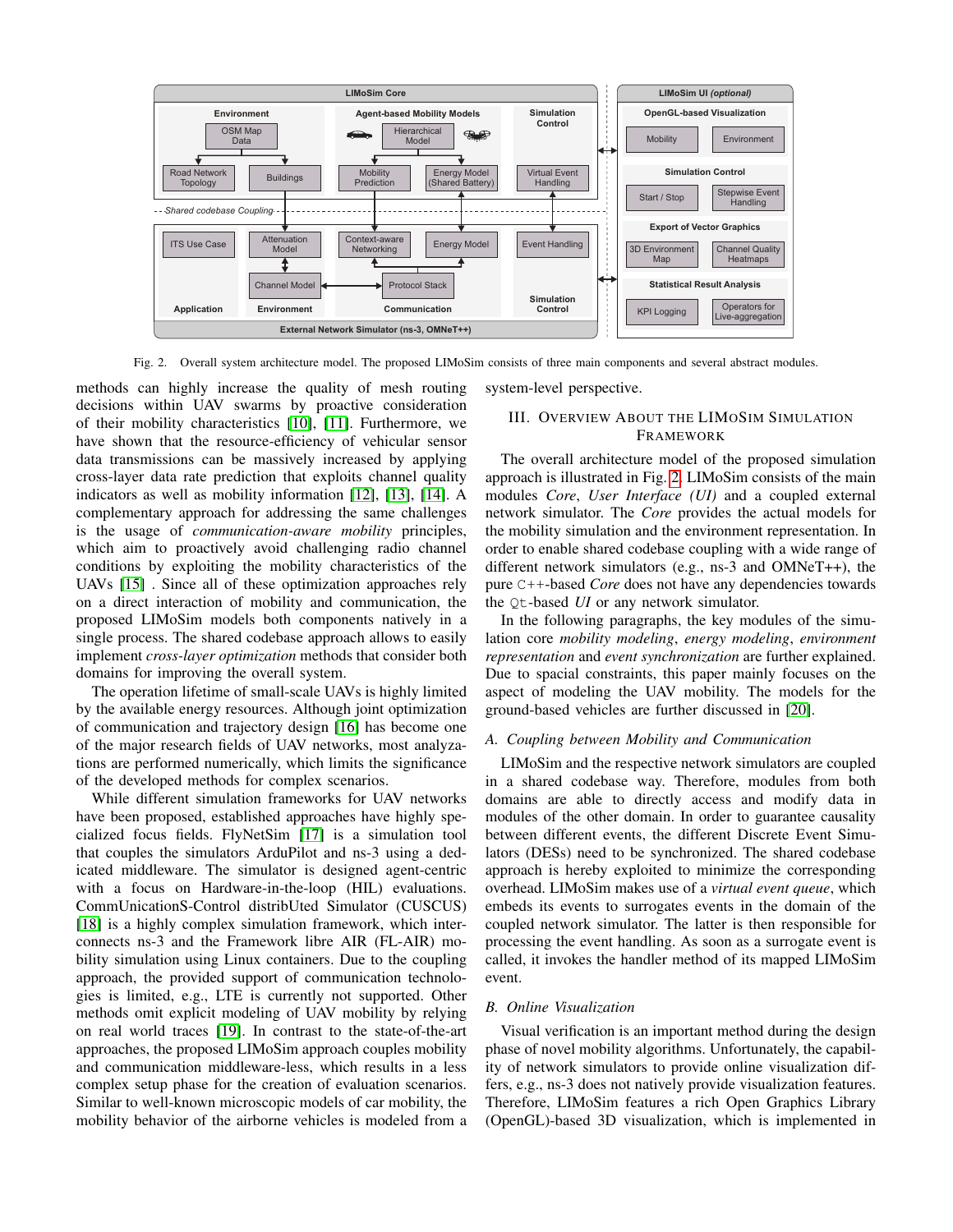LIMoSim Core

Environment

OSM Map Data

Road Network Topology

Buildings

Agent-based Mobility Models

Hierarchical Model

Mobility Prediction

Energy Model (Shared Battery)

Simulation Control

Virtual Event Handling

Shared codebase Coupling

ITS Use Case

Application

Attenuation Model

Channel Model

Environment

Context-aware Networking

Energy Model

Protocol Stack

Communication

Event Handling

Simulation Control

External Network Simulator (ns-3, OMNeT++)

LIMoSim UI *(optional)*

OpenGL-based Visualization

Mobility

Environment

Simulation Control

Start / Stop

Stepwise Event Handling

Export of Vector Graphics

3D Environment Map

Channel Quality Heatmaps

Statistical Result Analysis

KPI Logging

Operators for Live-aggregation

Fig. 2. Overall system architecture model. The proposed LIMoSim consists of three main components and several abstract modules.

methods can highly increase the quality of mesh routing decisions within UAV swarms by proactive consideration of their mobility characteristics [10], [11]. Furthermore, we have shown that the resource-efficiency of vehicular sensor data transmissions can be massively increased by applying cross-layer data rate prediction that exploits channel quality indicators as well as mobility information [12], [13], [14]. A complementary approach for addressing the same challenges is the usage of *communication-aware mobility* principles, which aim to proactively avoid challenging radio channel conditions by exploiting the mobility characteristics of the UAVs [15] . Since all of these optimization approaches rely on a direct interaction of mobility and communication, the proposed LIMoSim models both components natively in a single process. The shared codebase approach allows to easily implement *cross-layer optimization* methods that consider both domains for improving the overall system.

The operation lifetime of small-scale UAVs is highly limited by the available energy resources. Although joint optimization of communication and trajectory design [16] has become one of the major research fields of UAV networks, most analyzations are performed numerically, which limits the significance of the developed methods for complex scenarios.

While different simulation frameworks for UAV networks have been proposed, established approaches have highly specialized focus fields. FlyNetSim [17] is a simulation tool that couples the simulators ArduPilot and ns-3 using a dedicated middleware. The simulator is designed agent-centric with a focus on Hardware-in-the-loop (HIL) evaluations. CommUnicationS-Control distribUted Simulator (CUSCUS) [18] is a highly complex simulation framework, which interconnects ns-3 and the Framework libre AIR (FL-AIR) mobility simulation using Linux containers. Due to the coupling approach, the provided support of communication technologies is limited, e.g., LTE is currently not supported. Other methods omit explicit modeling of UAV mobility by relying on real world traces [19]. In contrast to the state-of-the-art approaches, the proposed LIMoSim approach couples mobility and communication middleware-less, which results in a less complex setup phase for the creation of evaluation scenarios. Similar to well-known microscopic models of car mobility, the mobility behavior of the airborne vehicles is modeled from a system-level perspective.

## III. Overview About the LIMoSim Simulation Framework

The overall architecture model of the proposed simulation approach is illustrated in Fig. 2. LIMoSim consists of the main modules *Core*, *User Interface (UI)* and a coupled external network simulator. The *Core* provides the actual models for the mobility simulation and the environment representation. In order to enable shared codebase coupling with a wide range of different network simulators (e.g., ns-3 and OMNeT++), the pure C++-based *Core* does not have any dependencies towards the Qt-based *UI* or any network simulator.

In the following paragraphs, the key modules of the simulation core *mobility modeling*, *energy modeling*, *environment representation* and *event synchronization* are further explained. Due to spacial constraints, this paper mainly focuses on the aspect of modeling the UAV mobility. The models for the ground-based vehicles are further discussed in [20].

### A. Coupling between Mobility and Communication

LIMoSim and the respective network simulators are coupled in a shared codebase way. Therefore, modules from both domains are able to directly access and modify data in modules of the other domain. In order to guarantee causality between different events, the different Discrete Event Simulators (DESs) need to be synchronized. The shared codebase approach is hereby exploited to minimize the corresponding overhead. LIMoSim makes use of a *virtual event queue*, which embeds its events to surrogates events in the domain of the coupled network simulator. The latter is then responsible for processing the event handling. As soon as a surrogate event is called, it invokes the handler method of its mapped LIMoSim event.

### B. Online Visualization

Visual verification is an important method during the design phase of novel mobility algorithms. Unfortunately, the capability of network simulators to provide online visualization differs, e.g., ns-3 does not natively provide visualization features. Therefore, LIMoSim features a rich Open Graphics Library (OpenGL)-based 3D visualization, which is implemented in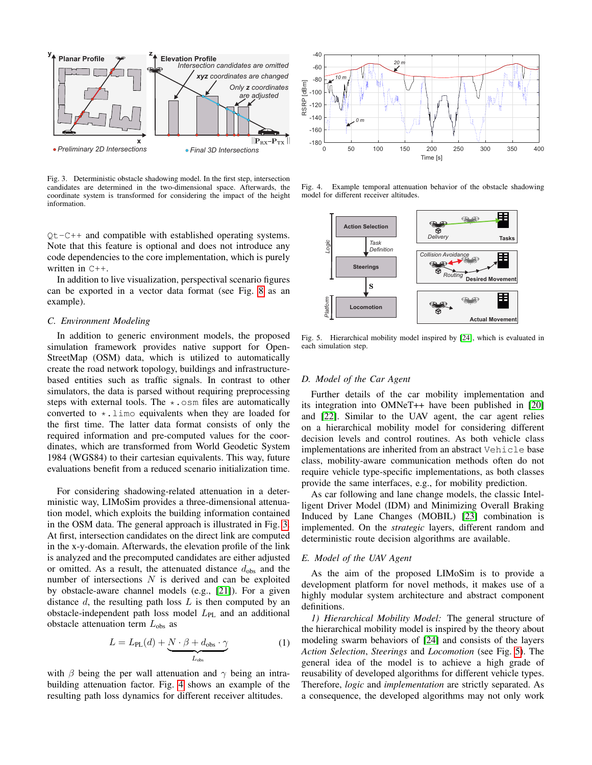Fig. 3. Deterministic obstacle shadowing model. In the first step, intersection candidates are determined in the two-dimensional space. Afterwards, the coordinate system is transformed for considering the impact of the height information.

Qt-C++ and compatible with established operating systems. Note that this feature is optional and does not introduce any code dependencies to the core implementation, which is purely written in C++.

In addition to live visualization, perspectival scenario figures can be exported in a vector data format (see Fig. 8 as an example).

### C. Environment Modeling

In addition to generic environment models, the proposed simulation framework provides native support for OpenStreetMap (OSM) data, which is utilized to automatically create the road network topology, buildings and infrastructure-based entities such as traffic signals. In contrast to other simulators, the data is parsed without requiring preprocessing steps with external tools. The *.osm files are automatically converted to *.limo equivalents when they are loaded for the first time. The latter data format consists of only the required information and pre-computed values for the coordinates, which are transformed from World Geodetic System 1984 (WGS84) to their cartesian equivalents. This way, future evaluations benefit from a reduced scenario initialization time.

For considering shadowing-related attenuation in a deterministic way, LIMoSim provides a three-dimensional attenuation model, which exploits the building information contained in the OSM data. The general approach is illustrated in Fig. 3. At first, intersection candidates on the direct link are computed in the x-y-domain. Afterwards, the elevation profile of the link is analyzed and the precomputed candidates are either adjusted or omitted. As a result, the attenuated distance $d_{\text{obs}}$ and the number of intersections $N$ is derived and can be exploited by obstacle-aware channel models (e.g., [21]). For a given distance $d$, the resulting path loss $L$ is then computed by an obstacle-independent path loss model $L_{\text{PL}}$ and an additional obstacle attenuation term $L_{\text{obs}}$ as

$$L = L_{\text{PL}}(d) + \underbrace{N \cdot \beta + d_{\text{obs}} \cdot \gamma}_{L_{\text{obs}}} \tag{1}$$

with $\beta$ being the per wall attenuation and $\gamma$ being an intra-building attenuation factor. Fig. 4 shows an example of the resulting path loss dynamics for different receiver altitudes.

Fig. 4. Example temporal attenuation behavior of the obstacle shadowing model for different receiver altitudes.

Fig. 5. Hierarchical mobility model inspired by [24], which is evaluated in each simulation step.

### D. Model of the Car Agent

Further details of the car mobility implementation and its integration into OMNeT++ have been published in [20] and [22]. Similar to the UAV agent, the car agent relies on a hierarchical mobility model for considering different decision levels and control routines. As both vehicle class implementations are inherited from an abstract Vehicle base class, mobility-aware communication methods often do not require vehicle type-specific implementations, as both classes provide the same interfaces, e.g., for mobility prediction.

As car following and lane change models, the classic Intelligent Driver Model (IDM) and Minimizing Overall Braking Induced by Lane Changes (MOBIL) [23] combination is implemented. On the *strategic* layers, different random and deterministic route decision algorithms are available.

### E. Model of the UAV Agent

As the aim of the proposed LIMoSim is to provide a development platform for novel methods, it makes use of a highly modular system architecture and abstract component definitions.

*1) Hierarchical Mobility Model:* The general structure of the hierarchical mobility model is inspired by the theory about modeling swarm behaviors of [24] and consists of the layers *Action Selection*, *Steerings* and *Locomotion* (see Fig. 5). The general idea of the model is to achieve a high grade of reusability of developed algorithms for different vehicle types. Therefore, *logic* and *implementation* are strictly separated. As a consequence, the developed algorithms may not only work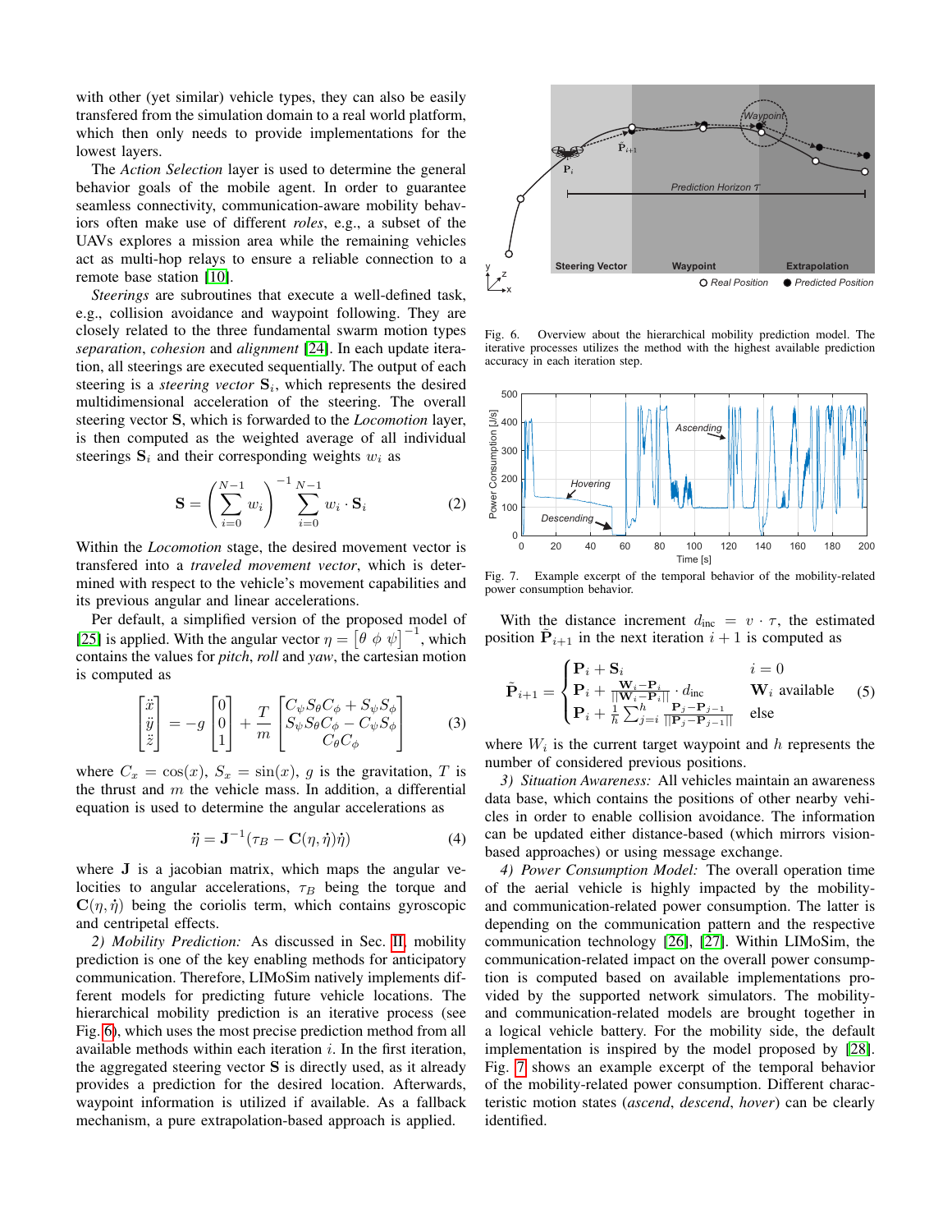with other (yet similar) vehicle types, they can also be easily transfered from the simulation domain to a real world platform, which then only needs to provide implementations for the lowest layers.

The *Action Selection* layer is used to determine the general behavior goals of the mobile agent. In order to guarantee seamless connectivity, communication-aware mobility behaviors often make use of different *roles*, e.g., a subset of the UAVs explores a mission area while the remaining vehicles act as multi-hop relays to ensure a reliable connection to a remote base station [10].

*Steerings* are subroutines that execute a well-defined task, e.g., collision avoidance and waypoint following. They are closely related to the three fundamental swarm motion types *separation*, *cohesion* and *alignment* [24]. In each update iteration, all steerings are executed sequentially. The output of each steering is a *steering vector* $\mathbf{S}_i$, which represents the desired multidimensional acceleration of the steering. The overall steering vector $\mathbf{S}$, which is forwarded to the *Locomotion* layer, is then computed as the weighted average of all individual steerings $\mathbf{S}_i$ and their corresponding weights $w_i$ as

$$\mathbf{S} = \left( \sum_{i=0}^{N-1} w_i \right)^{-1} \sum_{i=0}^{N-1} w_i \cdot \mathbf{S}_i \tag{2}$$

Within the *Locomotion* stage, the desired movement vector is transfered into a *traveled movement vector*, which is determined with respect to the vehicle's movement capabilities and its previous angular and linear accelerations.

Per default, a simplified version of the proposed model of [25] is applied. With the angular vector $\eta = \begin{bmatrix} \theta & \phi & \psi \end{bmatrix}^{-1}$, which contains the values for *pitch*, *roll* and *yaw*, the cartesian motion is computed as

$$\begin{bmatrix} \ddot{x} \\ \ddot{y} \\ \ddot{z} \end{bmatrix} = -g \begin{bmatrix} 0 \\ 0 \\ 1 \end{bmatrix} + \frac{T}{m} \begin{bmatrix} C_\psi S_\theta C_\phi + S_\psi S_\phi \\ S_\psi S_\theta C_\phi - C_\psi S_\phi \\ C_\theta C_\phi \end{bmatrix} \tag{3}$$

where $C_x = \cos(x)$, $S_x = \sin(x)$, $g$ is the gravitation, $T$ is the thrust and $m$ the vehicle mass. In addition, a differential equation is used to determine the angular accelerations as

$$\ddot{\eta} = \mathbf{J}^{-1}(\tau_B - \mathbf{C}(\eta, \dot{\eta})\dot{\eta}) \tag{4}$$

where $\mathbf{J}$ is a jacobian matrix, which maps the angular velocities to angular accelerations, $\tau_B$ being the torque and $\mathbf{C}(\eta, \dot{\eta})$ being the coriolis term, which contains gyroscopic and centripetal effects.

*2) Mobility Prediction:* As discussed in Sec. II, mobility prediction is one of the key enabling methods for anticipatory communication. Therefore, LIMoSim natively implements different models for predicting future vehicle locations. The hierarchical mobility prediction is an iterative process (see Fig. 6), which uses the most precise prediction method from all available methods within each iteration $i$. In the first iteration, the aggregated steering vector $\mathbf{S}$ is directly used, as it already provides a prediction for the desired location. Afterwards, waypoint information is utilized if available. As a fallback mechanism, a pure extrapolation-based approach is applied.

Fig. 6. Overview about the hierarchical mobility prediction model. The iterative processes utilizes the method with the highest available prediction accuracy in each iteration step.

Fig. 7. Example excerpt of the temporal behavior of the mobility-related power consumption behavior.

With the distance increment $d_{\text{inc}} = v \cdot \tau$, the estimated position $\tilde{\mathbf{P}}_{i+1}$ in the next iteration $i+1$ is computed as

$$\tilde{\mathbf{P}}_{i+1} = \begin{cases} \mathbf{P}_i + \mathbf{S}_i & i = 0 \\ \mathbf{P}_i + \frac{\mathbf{W}_i - \mathbf{P}_i}{||\mathbf{W}_i - \mathbf{P}_i||} \cdot d_{\text{inc}} & \mathbf{W}_i \text{ available} \\ \mathbf{P}_i + \frac{1}{h} \sum_{j=i}^{h} \frac{\mathbf{P}_j - \mathbf{P}_{j-1}}{||\mathbf{P}_j - \mathbf{P}_{j-1}||} & \text{else} \end{cases} \tag{5}$$

where $W_i$ is the current target waypoint and $h$ represents the number of considered previous positions.

*3) Situation Awareness:* All vehicles maintain an awareness data base, which contains the positions of other nearby vehicles in order to enable collision avoidance. The information can be updated either distance-based (which mirrors vision-based approaches) or using message exchange.

*4) Power Consumption Model:* The overall operation time of the aerial vehicle is highly impacted by the mobility- and communication-related power consumption. The latter is depending on the communication pattern and the respective communication technology [26], [27]. Within LIMoSim, the communication-related impact on the overall power consumption is computed based on available implementations provided by the supported network simulators. The mobility- and communication-related models are brought together in a logical vehicle battery. For the mobility side, the default implementation is inspired by the model proposed by [28]. Fig. 7 shows an example excerpt of the temporal behavior of the mobility-related power consumption. Different characteristic motion states (*ascend*, *descend*, *hover*) can be clearly identified.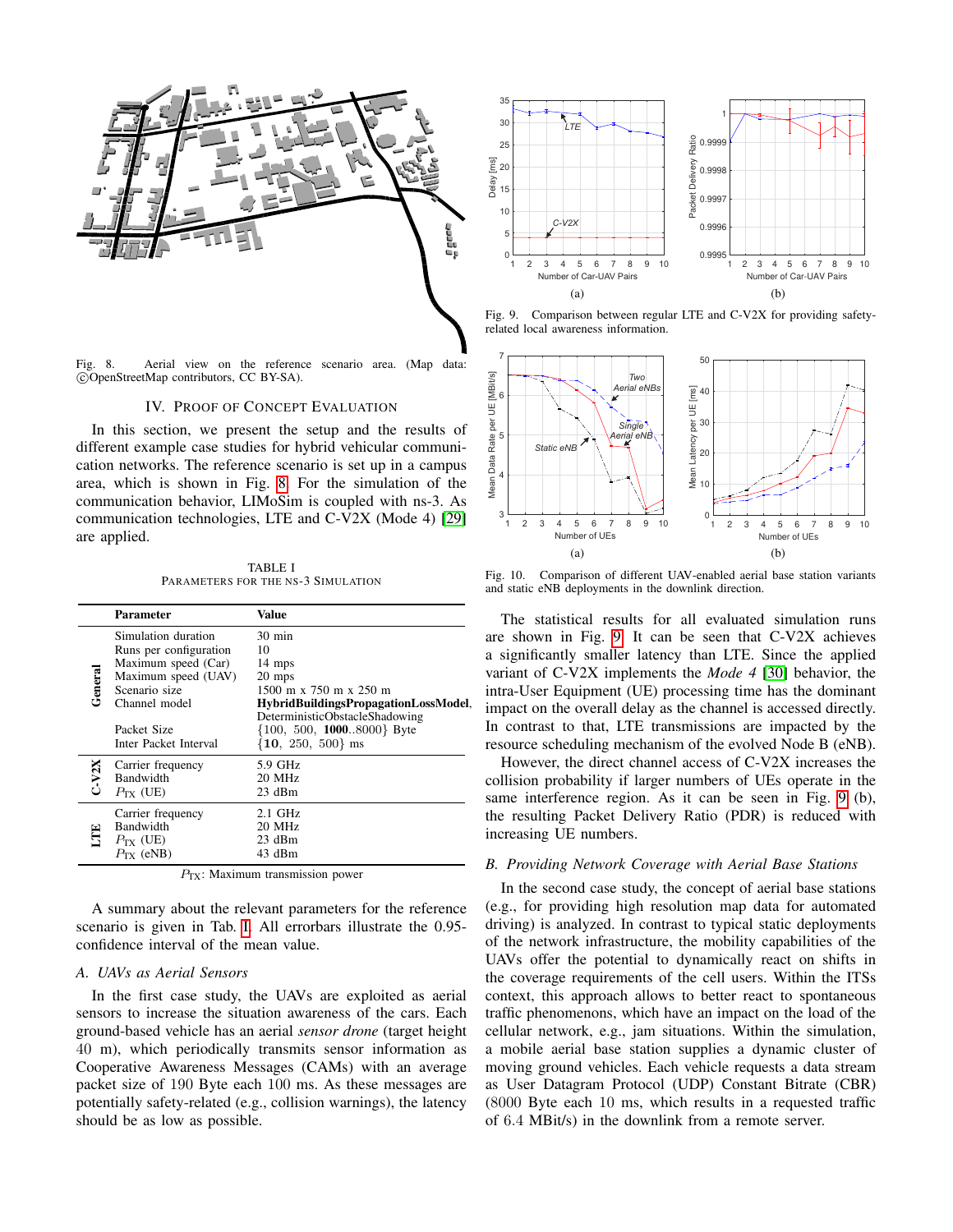Fig. 8. Aerial view on the reference scenario area. (Map data: ©OpenStreetMap contributors, CC BY-SA).

## IV. Proof of Concept Evaluation

In this section, we present the setup and the results of different example case studies for hybrid vehicular communication networks. The reference scenario is set up in a campus area, which is shown in Fig. 8. For the simulation of the communication behavior, LIMoSim is coupled with ns-3. As communication technologies, LTE and C-V2X (Mode 4) [29] are applied.

TABLE I
PARAMETERS FOR THE NS-3 SIMULATION

| | Parameter | Value |
|---|---|---|
| **General** | Simulation duration | 30 min |
| | Runs per configuration | 10 |
| | Maximum speed (Car) | 14 mps |
| | Maximum speed (UAV) | 20 mps |
| | Scenario size | 1500 m x 750 m x 250 m |
| | Channel model | **HybridBuildingsPropagationLossModel**, DeterministicObstacleShadowing |
| | Packet Size | {100, 500, **1000**..8000} Byte |
| | Inter Packet Interval | {**10**, 250, 500} ms |
| **C-V2X** | Carrier frequency | 5.9 GHz |
| | Bandwidth | 20 MHz |
| | $P_{TX}$ (UE) | 23 dBm |
| **LTE** | Carrier frequency | 2.1 GHz |
| | Bandwidth | 20 MHz |
| | $P_{TX}$ (UE) | 23 dBm |
| | $P_{TX}$ (eNB) | 43 dBm |

$P_{TX}$: Maximum transmission power

A summary about the relevant parameters for the reference scenario is given in Tab. I. All errorbars illustrate the 0.95-confidence interval of the mean value.

### A. UAVs as Aerial Sensors

In the first case study, the UAVs are exploited as aerial sensors to increase the situation awareness of the cars. Each ground-based vehicle has an aerial *sensor drone* (target height 40 m), which periodically transmits sensor information as Cooperative Awareness Messages (CAMs) with an average packet size of 190 Byte each 100 ms. As these messages are potentially safety-related (e.g., collision warnings), the latency should be as low as possible.

Fig. 9. Comparison between regular LTE and C-V2X for providing safety-related local awareness information.

Fig. 10. Comparison of different UAV-enabled aerial base station variants and static eNB deployments in the downlink direction.

The statistical results for all evaluated simulation runs are shown in Fig. 9. It can be seen that C-V2X achieves a significantly smaller latency than LTE. Since the applied variant of C-V2X implements the *Mode 4* [30] behavior, the intra-User Equipment (UE) processing time has the dominant impact on the overall delay as the channel is accessed directly. In contrast to that, LTE transmissions are impacted by the resource scheduling mechanism of the evolved Node B (eNB).

However, the direct channel access of C-V2X increases the collision probability if larger numbers of UEs operate in the same interference region. As it can be seen in Fig. 9 (b), the resulting Packet Delivery Ratio (PDR) is reduced with increasing UE numbers.

### B. Providing Network Coverage with Aerial Base Stations

In the second case study, the concept of aerial base stations (e.g., for providing high resolution map data for automated driving) is analyzed. In contrast to typical static deployments of the network infrastructure, the mobility capabilities of the UAVs offer the potential to dynamically react on shifts in the coverage requirements of the cell users. Within the ITSs context, this approach allows to better react to spontaneous traffic phenomenons, which have an impact on the load of the cellular network, e.g., jam situations. Within the simulation, a mobile aerial base station supplies a dynamic cluster of moving ground vehicles. Each vehicle requests a data stream as User Datagram Protocol (UDP) Constant Bitrate (CBR) (8000 Byte each 10 ms, which results in a requested traffic of 6.4 MBit/s) in the downlink from a remote server.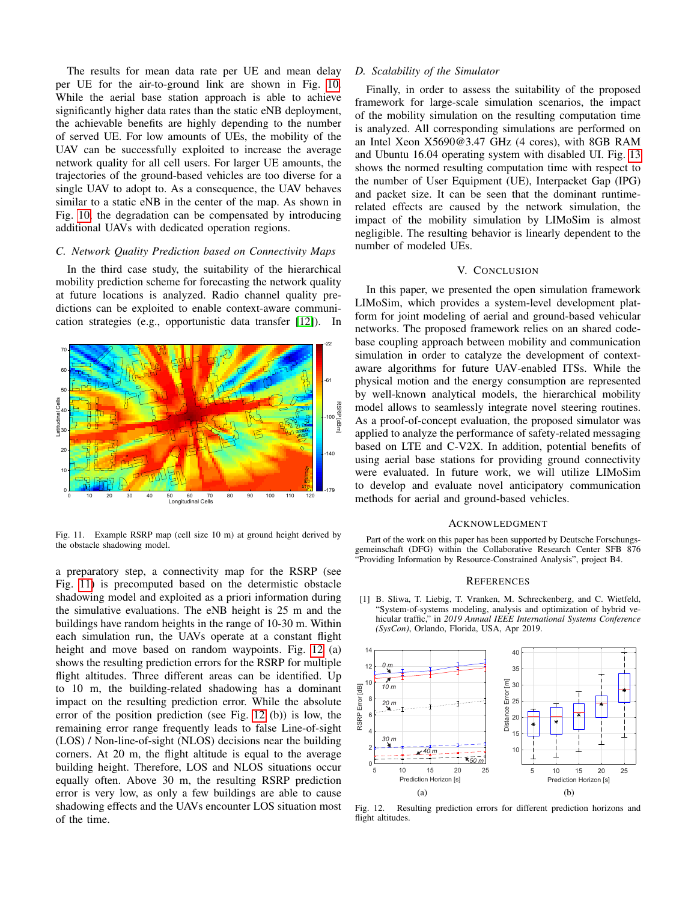The results for mean data rate per UE and mean delay per UE for the air-to-ground link are shown in Fig. 10. While the aerial base station approach is able to achieve significantly higher data rates than the static eNB deployment, the achievable benefits are highly depending to the number of served UE. For low amounts of UEs, the mobility of the UAV can be successfully exploited to increase the average network quality for all cell users. For larger UE amounts, the trajectories of the ground-based vehicles are too diverse for a single UAV to adopt to. As a consequence, the UAV behaves similar to a static eNB in the center of the map. As shown in Fig. 10, the degradation can be compensated by introducing additional UAVs with dedicated operation regions.

### C. Network Quality Prediction based on Connectivity Maps

In the third case study, the suitability of the hierarchical mobility prediction scheme for forecasting the network quality at future locations is analyzed. Radio channel quality predictions can be exploited to enable context-aware communication strategies (e.g., opportunistic data transfer [12]). In a preparatory step, a connectivity map for the RSRP (see Fig. 11) is precomputed based on the deterministic obstacle shadowing model and exploited as a priori information during the simulative evaluations. The eNB height is 25 m and the buildings have random heights in the range of 10-30 m. Within each simulation run, the UAVs operate at a constant flight height and move based on random waypoints. Fig. 12 (a) shows the resulting prediction errors for the RSRP for multiple flight altitudes. Three different areas can be identified. Up to 10 m, the building-related shadowing has a dominant impact on the resulting prediction error. While the absolute error of the position prediction (see Fig. 12 (b)) is low, the remaining error range frequently leads to false Line-of-sight (LOS) / Non-line-of-sight (NLOS) decisions near the building corners. At 20 m, the flight altitude is equal to the average building height. Therefore, LOS and NLOS situations occur equally often. Above 30 m, the resulting RSRP prediction error is very low, as only a few buildings are able to cause shadowing effects and the UAVs encounter LOS situation most of the time.

Fig. 11. Example RSRP map (cell size 10 m) at ground height derived by the obstacle shadowing model.

### D. Scalability of the Simulator

Finally, in order to assess the suitability of the proposed framework for large-scale simulation scenarios, the impact of the mobility simulation on the resulting computation time is analyzed. All corresponding simulations are performed on an Intel Xeon X5690@3.47 GHz (4 cores), with 8GB RAM and Ubuntu 16.04 operating system with disabled UI. Fig. 13 shows the normed resulting computation time with respect to the number of User Equipment (UE), Interpacket Gap (IPG) and packet size. It can be seen that the dominant runtime-related effects are caused by the network simulation, the impact of the mobility simulation by LIMoSim is almost negligible. The resulting behavior is linearly dependent to the number of modeled UEs.

## V. Conclusion

In this paper, we presented the open simulation framework LIMoSim, which provides a system-level development platform for joint modeling of aerial and ground-based vehicular networks. The proposed framework relies on an shared code-base coupling approach between mobility and communication simulation in order to catalyze the development of context-aware algorithms for future UAV-enabled ITSs. While the physical motion and the energy consumption are represented by well-known analytical models, the hierarchical mobility model allows to seamlessly integrate novel steering routines. As a proof-of-concept evaluation, the proposed simulator was applied to analyze the performance of safety-related messaging based on LTE and C-V2X. In addition, potential benefits of using aerial base stations for providing ground connectivity were evaluated. In future work, we will utilize LIMoSim to develop and evaluate novel anticipatory communication methods for aerial and ground-based vehicles.

## Acknowledgment

Part of the work on this paper has been supported by Deutsche Forschungsgemeinschaft (DFG) within the Collaborative Research Center SFB 876 "Providing Information by Resource-Constrained Analysis", project B4.

## References

[1] B. Sliwa, T. Liebig, T. Vranken, M. Schreckenberg, and C. Wietfeld, "System-of-systems modeling, analysis and optimization of hybrid vehicular traffic," in *2019 Annual IEEE International Systems Conference (SysCon)*, Orlando, Florida, USA, Apr 2019.

Fig. 12. Resulting prediction errors for different prediction horizons and flight altitudes.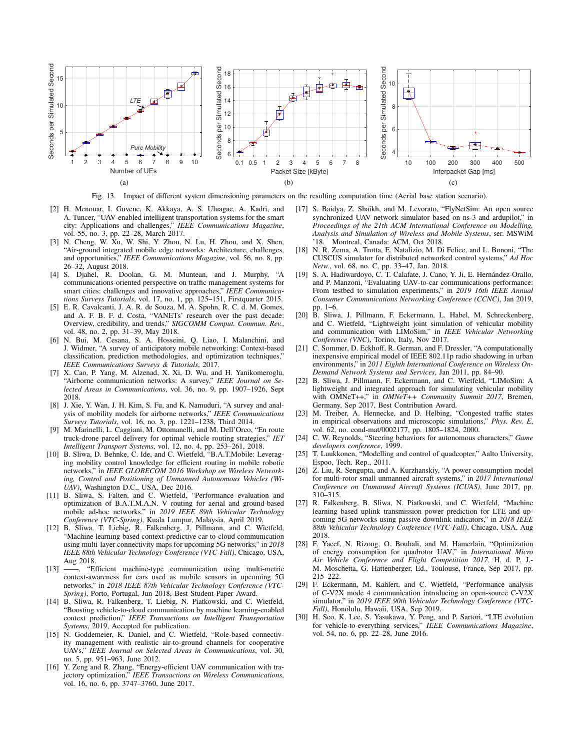Seconds per Simulated Second

15

10

5

1 2 3 4 5 6 7 8 9 10

Number of UEs

LTE

Pure Mobility

(a)

Seconds per Simulated Second

18

16

14

12

10

8

6

0.1 0.5 1 2 3 4 5 6 7 8

Packet Size [kByte]

(b)

Seconds per Simulated Second

10

8

6

4

10 100 200 300 400 500

Interpacket Gap [ms]

(c)

Fig. 13. Impact of different system dimensioning parameters on the resulting computation time (Aerial base station scenario).

[2] H. Menouar, I. Guvenc, K. Akkaya, A. S. Uluagac, A. Kadri, and A. Tuncer, "UAV-enabled intelligent transportation systems for the smart city: Applications and challenges," *IEEE Communications Magazine*, vol. 55, no. 3, pp. 22–28, March 2017.

[3] N. Cheng, W. Xu, W. Shi, Y. Zhou, N. Lu, H. Zhou, and X. Shen, "Air-ground integrated mobile edge networks: Architecture, challenges, and opportunities," *IEEE Communications Magazine*, vol. 56, no. 8, pp. 26–32, August 2018.

[4] S. Djahel, R. Doolan, G. M. Muntean, and J. Murphy, "A communications-oriented perspective on traffic management systems for smart cities: challenges and innovative approaches," *IEEE Communications Surveys Tutorials*, vol. 17, no. 1, pp. 125–151, Firstquarter 2015.

[5] E. R. Cavalcanti, J. A. R. de Souza, M. A. Spohn, R. C. d. M. Gomes, and A. F. B. F. d. Costa, "VANETs' research over the past decade: Overview, credibility, and trends," *SIGCOMM Comput. Commun. Rev.*, vol. 48, no. 2, pp. 31–39, May 2018.

[6] N. Bui, M. Cesana, S. A. Hosseini, Q. Liao, I. Malanchini, and J. Widmer, "A survey of anticipatory mobile networking: Context-based classification, prediction methodologies, and optimization techniques," *IEEE Communications Surveys & Tutorials*, 2017.

[7] X. Cao, P. Yang, M. Alzenad, X. Xi, D. Wu, and H. Yanikomeroglu, "Airborne communication networks: A survey," *IEEE Journal on Selected Areas in Communications*, vol. 36, no. 9, pp. 1907–1926, Sept 2018.

[8] J. Xie, Y. Wan, J. H. Kim, S. Fu, and K. Namuduri, "A survey and analysis of mobility models for airborne networks," *IEEE Communications Surveys Tutorials*, vol. 16, no. 3, pp. 1221–1238, Third 2014.

[9] M. Marinelli, L. Caggiani, M. Ottomanelli, and M. Dell'Orco, "En route truck-drone parcel delivery for optimal vehicle routing strategies," *IET Intelligent Transport Systems*, vol. 12, no. 4, pp. 253–261, 2018.

[10] B. Sliwa, D. Behnke, C. Ide, and C. Wietfeld, "B.A.T.Mobile: Leveraging mobility control knowledge for efficient routing in mobile robotic networks," in *IEEE GLOBECOM 2016 Workshop on Wireless Networking, Control and Positioning of Unmanned Autonomous Vehicles (Wi-UAV)*, Washington D.C., USA, Dec 2016.

[11] B. Sliwa, S. Falten, and C. Wietfeld, "Performance evaluation and optimization of B.A.T.M.A.N. V routing for aerial and ground-based mobile ad-hoc networks," in *2019 IEEE 89th Vehicular Technology Conference (VTC-Spring)*, Kuala Lumpur, Malaysia, April 2019.

[12] B. Sliwa, T. Liebig, R. Falkenberg, J. Pillmann, and C. Wietfeld, "Machine learning based context-predictive car-to-cloud communication using multi-layer connectivity maps for upcoming 5G networks," in *2018 IEEE 88th Vehicular Technology Conference (VTC-Fall)*, Chicago, USA, Aug 2018.

[13] ——, "Efficient machine-type communication using multi-metric context-awareness for cars used as mobile sensors in upcoming 5G networks," in *2018 IEEE 87th Vehicular Technology Conference (VTC-Spring)*, Porto, Portugal, Jun 2018, Best Student Paper Award.

[14] B. Sliwa, R. Falkenberg, T. Liebig, N. Piatkowski, and C. Wietfeld, "Boosting vehicle-to-cloud communication by machine learning-enabled context prediction," *IEEE Transactions on Intelligent Transportation Systems*, 2019, Accepted for publication.

[15] N. Goddemeier, K. Daniel, and C. Wietfeld, "Role-based connectivity management with realistic air-to-ground channels for cooperative UAVs," *IEEE Journal on Selected Areas in Communications*, vol. 30, no. 5, pp. 951–963, June 2012.

[16] Y. Zeng and R. Zhang, "Energy-efficient UAV communication with trajectory optimization," *IEEE Transactions on Wireless Communications*, vol. 16, no. 6, pp. 3747–3760, June 2017.

[17] S. Baidya, Z. Shaikh, and M. Levorato, "FlyNetSim: An open source synchronized UAV network simulator based on ns-3 and ardupilot," in *Proceedings of the 21th ACM International Conference on Modelling, Analysis and Simulation of Wireless and Mobile Systems*, ser. MSWiM '18. Montreal, Canada: ACM, Oct 2018.

[18] N. R. Zema, A. Trotta, E. Natalizio, M. Di Felice, and L. Bononi, "The CUSCUS simulator for distributed networked control systems," *Ad Hoc Netw.*, vol. 68, no. C, pp. 33–47, Jan. 2018.

[19] S. A. Hadiwardoyo, C. T. Calafate, J. Cano, Y. Ji, E. Hernández-Orallo, and P. Manzoni, "Evaluating UAV-to-car communications performance: From testbed to simulation experiments," in *2019 16th IEEE Annual Consumer Communications Networking Conference (CCNC)*, Jan 2019, pp. 1–6.

[20] B. Sliwa, J. Pillmann, F. Eckermann, L. Habel, M. Schreckenberg, and C. Wietfeld, "Lightweight joint simulation of vehicular mobility and communication with LIMoSim," in *IEEE Vehicular Networking Conference (VNC)*, Torino, Italy, Nov 2017.

[21] C. Sommer, D. Eckhoff, R. German, and F. Dressler, "A computationally inexpensive empirical model of IEEE 802.11p radio shadowing in urban environments," in *2011 Eighth International Conference on Wireless On-Demand Network Systems and Services*, Jan 2011, pp. 84–90.

[22] B. Sliwa, J. Pillmann, F. Eckermann, and C. Wietfeld, "LIMoSim: A lightweight and integrated approach for simulating vehicular mobility with OMNeT++," in *OMNeT++ Community Summit 2017*, Bremen, Germany, Sep 2017, Best Contribution Award.

[23] M. Treiber, A. Hennecke, and D. Helbing, "Congested traffic states in empirical observations and microscopic simulations," *Phys. Rev. E*, vol. 62, no. cond-mat/0002177, pp. 1805–1824, 2000.

[24] C. W. Reynolds, "Steering behaviors for autonomous characters," *Game developers conference*, 1999.

[25] T. Luukkonen, "Modelling and control of quadcopter," Aalto University, Espoo, Tech. Rep., 2011.

[26] Z. Liu, R. Sengupta, and A. Kurzhanskiy, "A power consumption model for multi-rotor small unmanned aircraft systems," in *2017 International Conference on Unmanned Aircraft Systems (ICUAS)*, June 2017, pp. 310–315.

[27] R. Falkenberg, B. Sliwa, N. Piatkowski, and C. Wietfeld, "Machine learning based uplink transmission power prediction for LTE and upcoming 5G networks using passive downlink indicators," in *2018 IEEE 88th Vehicular Technology Conference (VTC-Fall)*, Chicago, USA, Aug 2018.

[28] F. Yacef, N. Rizoug, O. Bouhali, and M. Hamerlain, "Optimization of energy consumption for quadrotor UAV," in *International Micro Air Vehicle Conference and Flight Competition 2017*, H. d. P. J.-M. Moschetta, G. Hattenberger, Ed., Toulouse, France, Sep 2017, pp. 215–222.

[29] F. Eckermann, M. Kahlert, and C. Wietfeld, "Performance analysis of C-V2X mode 4 communication introducing an open-source C-V2X simulator," in *2019 IEEE 90th Vehicular Technology Conference (VTC-Fall)*, Honolulu, Hawaii, USA, Sep 2019.

[30] H. Seo, K. Lee, S. Yasukawa, Y. Peng, and P. Sartori, "LTE evolution for vehicle-to-everything services," *IEEE Communications Magazine*, vol. 54, no. 6, pp. 22–28, June 2016.